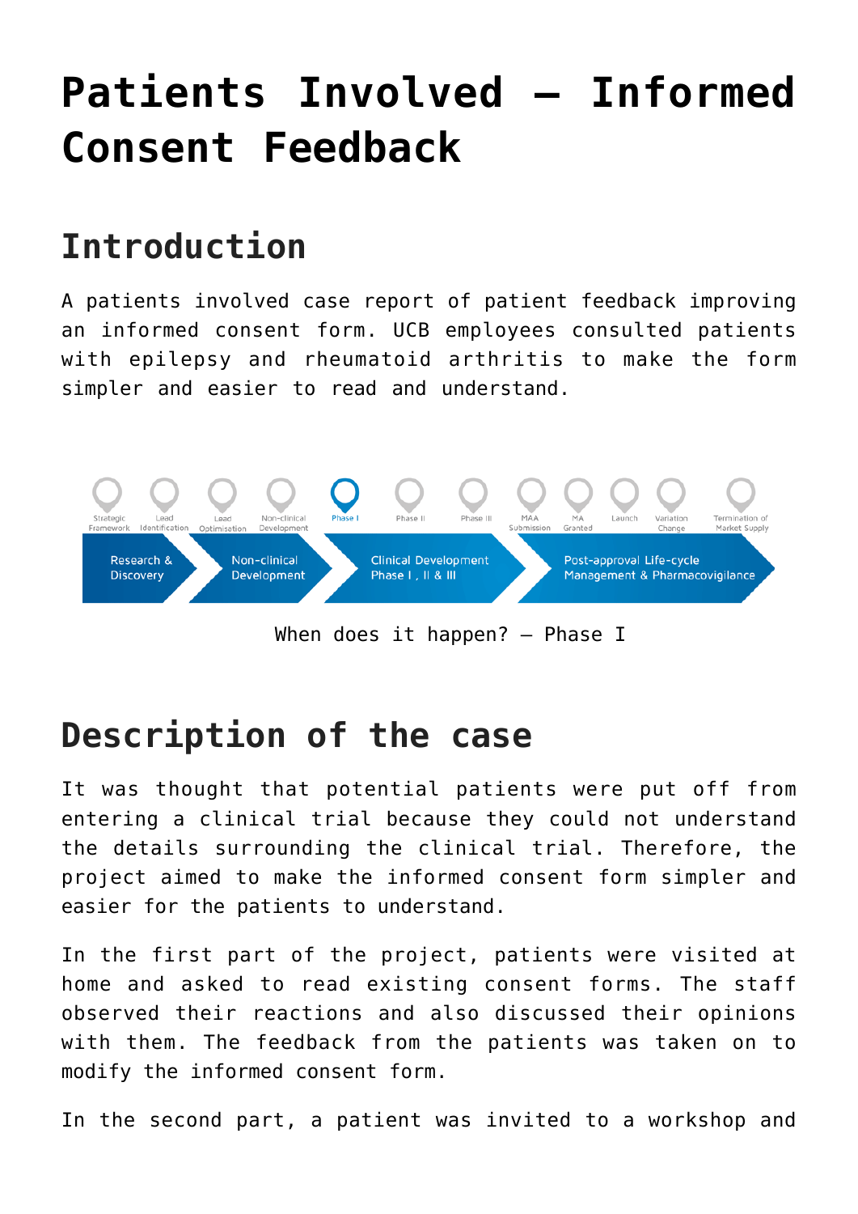# Patients Involved – Informed Consent Feedback

## Introduction

A patients involved case report of patient feedback improving an informed consent form. UCB employees consulted patients with epilepsy and rheumatoid arthritis to make the form simpler and easier to read and understand.

When does it happen? – Phase I

## Description of the case

It was thought that potential patients were put off from entering a clinical trial because they could not understand the details surrounding the clinical trial. Therefore, the project aimed to make the informed consent form simpler and easier for the patients to understand.

In the first part of the project, patients were visited at home and asked to read existing consent forms. The staff observed their reactions and also discussed their opinions with them. The feedback from the patients was taken on to modify the informed consent form.

In the second part, a patient was invited to a workshop and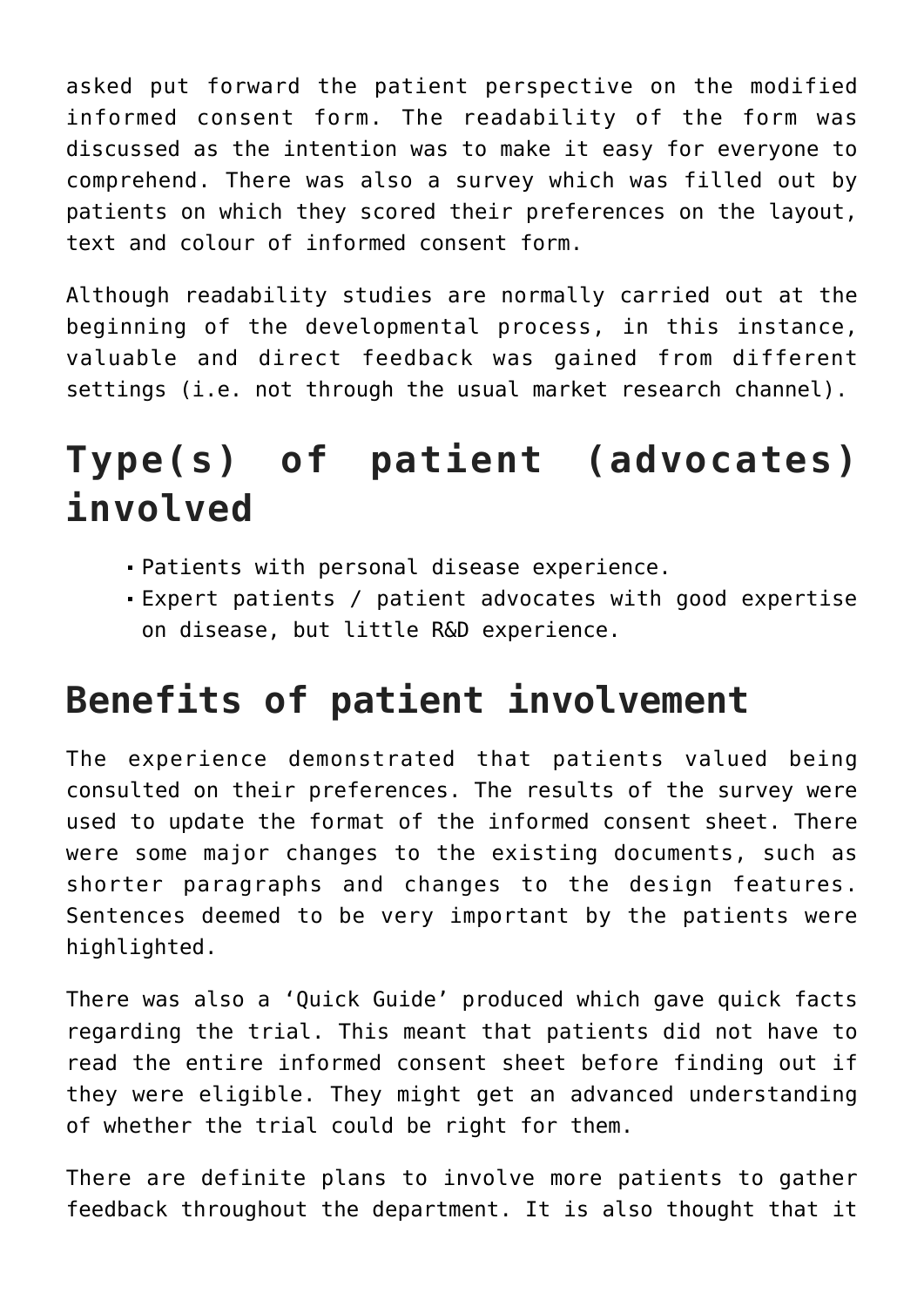asked put forward the patient perspective on the modified informed consent form. The readability of the form was discussed as the intention was to make it easy for everyone to comprehend. There was also a survey which was filled out by patients on which they scored their preferences on the layout, text and colour of informed consent form.

Although readability studies are normally carried out at the beginning of the developmental process, in this instance, valuable and direct feedback was gained from different settings (i.e. not through the usual market research channel).

# Type(s) of patient (advocates) involved

- Patients with personal disease experience.
- Expert patients / patient advocates with good expertise on disease, but little R&D experience.

## Benefits of patient involvement

The experience demonstrated that patients valued being consulted on their preferences. The results of the survey were used to update the format of the informed consent sheet. There were some major changes to the existing documents, such as shorter paragraphs and changes to the design features. Sentences deemed to be very important by the patients were highlighted.

There was also a 'Quick Guide' produced which gave quick facts regarding the trial. This meant that patients did not have to read the entire informed consent sheet before finding out if they were eligible. They might get an advanced understanding of whether the trial could be right for them.

There are definite plans to involve more patients to gather feedback throughout the department. It is also thought that it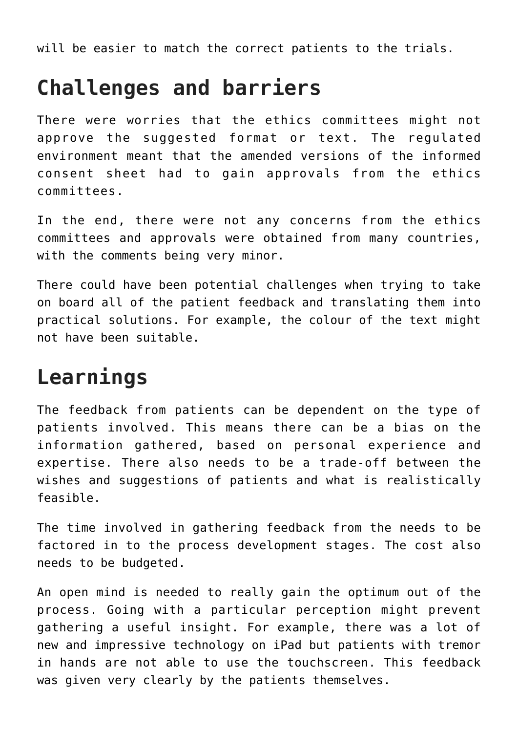will be easier to match the correct patients to the trials.

## Challenges and barriers

There were worries that the ethics committees might not approve the suggested format or text. The regulated environment meant that the amended versions of the informed consent sheet had to gain approvals from the ethics committees.

In the end, there were not any concerns from the ethics committees and approvals were obtained from many countries, with the comments being very minor.

There could have been potential challenges when trying to take on board all of the patient feedback and translating them into practical solutions. For example, the colour of the text might not have been suitable.

## Learnings

The feedback from patients can be dependent on the type of patients involved. This means there can be a bias on the information gathered, based on personal experience and expertise. There also needs to be a trade-off between the wishes and suggestions of patients and what is realistically feasible.

The time involved in gathering feedback from the needs to be factored in to the process development stages. The cost also needs to be budgeted.

An open mind is needed to really gain the optimum out of the process. Going with a particular perception might prevent gathering a useful insight. For example, there was a lot of new and impressive technology on iPad but patients with tremor in hands are not able to use the touchscreen. This feedback was given very clearly by the patients themselves.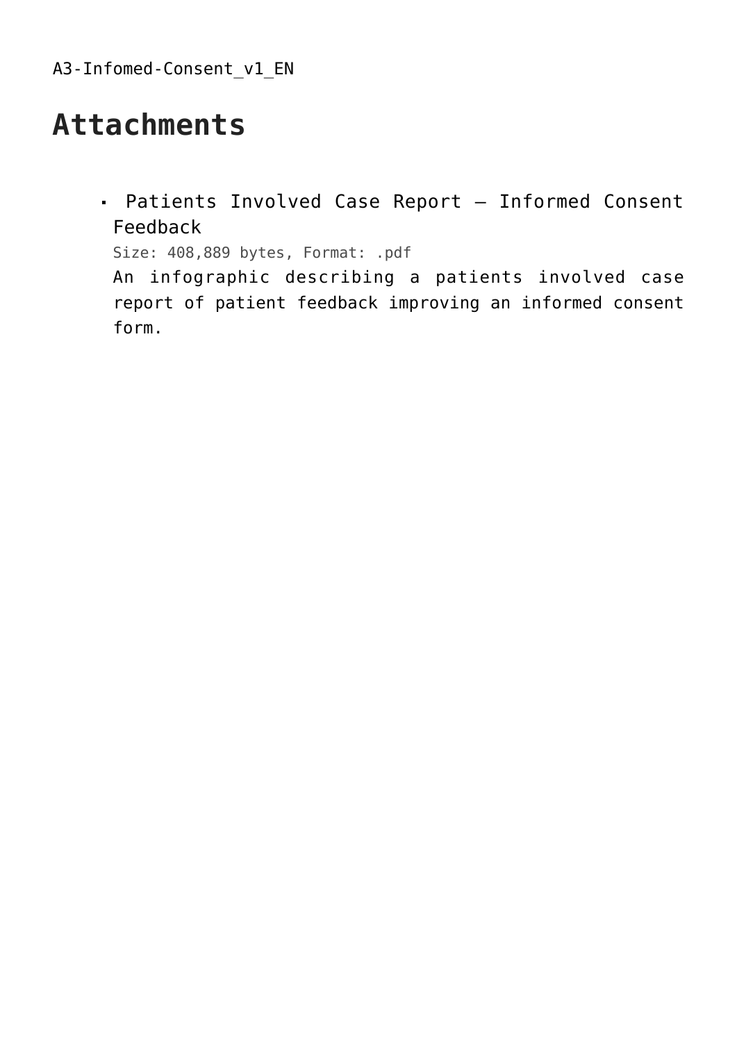A3-Infomed-Consent_v1_EN

# Attachments

- Patients Involved Case Report – Informed Consent Feedback
  Size: 408,889 bytes, Format: .pdf
  An infographic describing a patients involved case report of patient feedback improving an informed consent form.